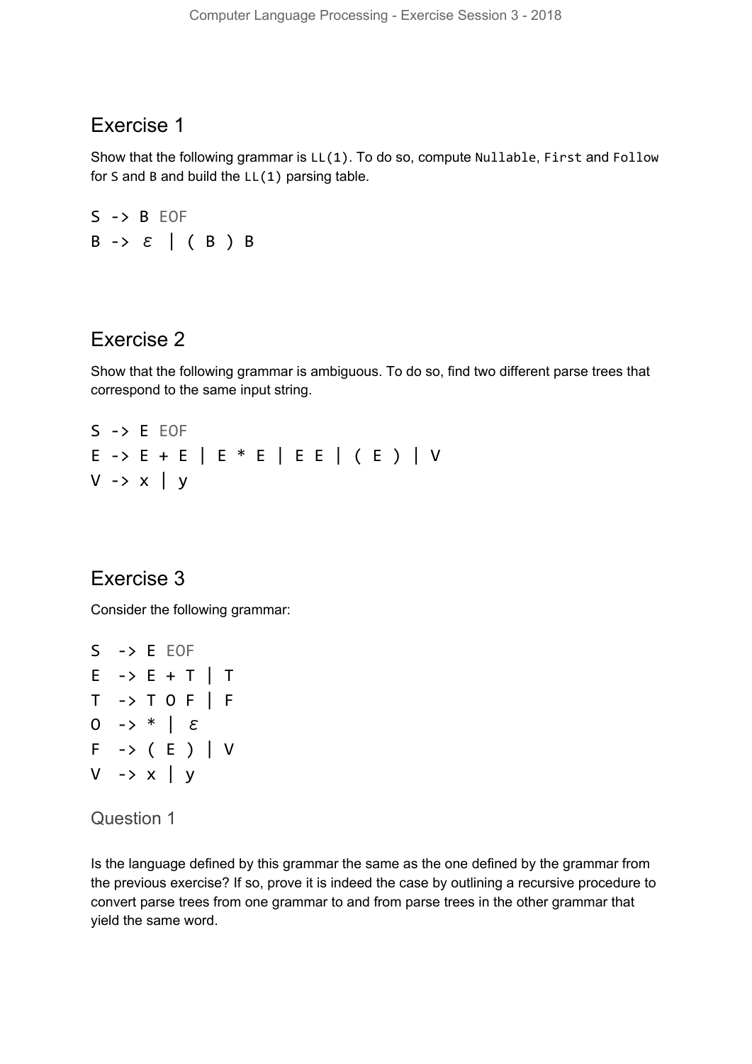# Exercise 1

Show that the following grammar is `LL(1)`. To do so, compute `Nullable`, `First` and `Follow` for `S` and `B` and build the `LL(1)` parsing table.

```
S -> B EOF
B -> ε | ( B ) B
```

# Exercise 2

Show that the following grammar is ambiguous. To do so, find two different parse trees that correspond to the same input string.

```
S -> E EOF
E -> E + E | E * E | E E | ( E ) | V
V -> x | y
```

# Exercise 3

Consider the following grammar:

```
S  -> E EOF
E  -> E + T | T
T  -> T O F | F
O  -> * | ε
F  -> ( E ) | V
V  -> x | y
```

## Question 1

Is the language defined by this grammar the same as the one defined by the grammar from the previous exercise? If so, prove it is indeed the case by outlining a recursive procedure to convert parse trees from one grammar to and from parse trees in the other grammar that yield the same word.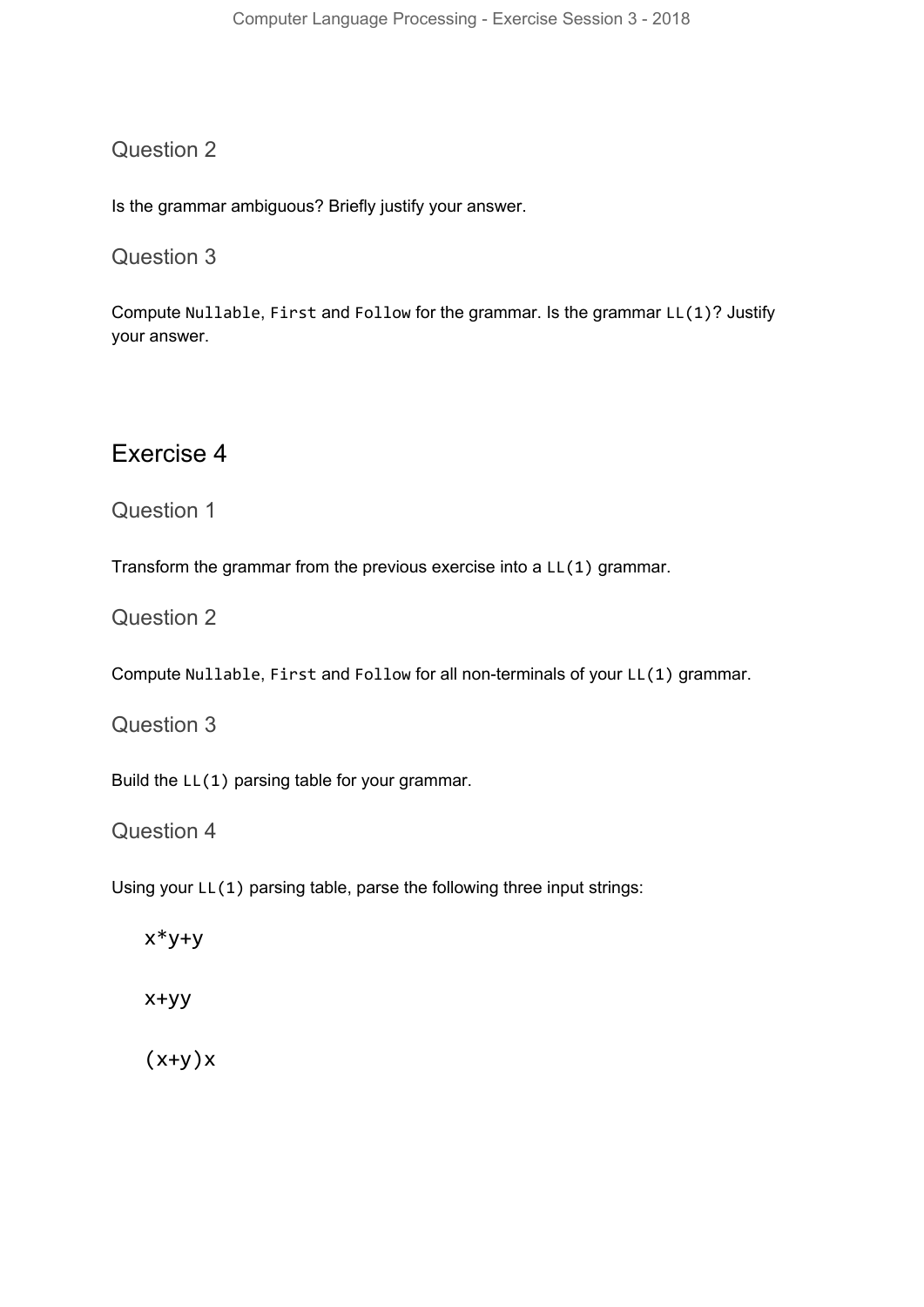### Question 2

Is the grammar ambiguous? Briefly justify your answer.

### Question 3

Compute `Nullable`, `First` and `Follow` for the grammar. Is the grammar `LL(1)`? Justify your answer.

## Exercise 4

### Question 1

Transform the grammar from the previous exercise into a `LL(1)` grammar.

### Question 2

Compute `Nullable`, `First` and `Follow` for all non-terminals of your `LL(1)` grammar.

### Question 3

Build the `LL(1)` parsing table for your grammar.

### Question 4

Using your `LL(1)` parsing table, parse the following three input strings:

```
x*y+y
```

```
x+yy
```

```
(x+y)x
```